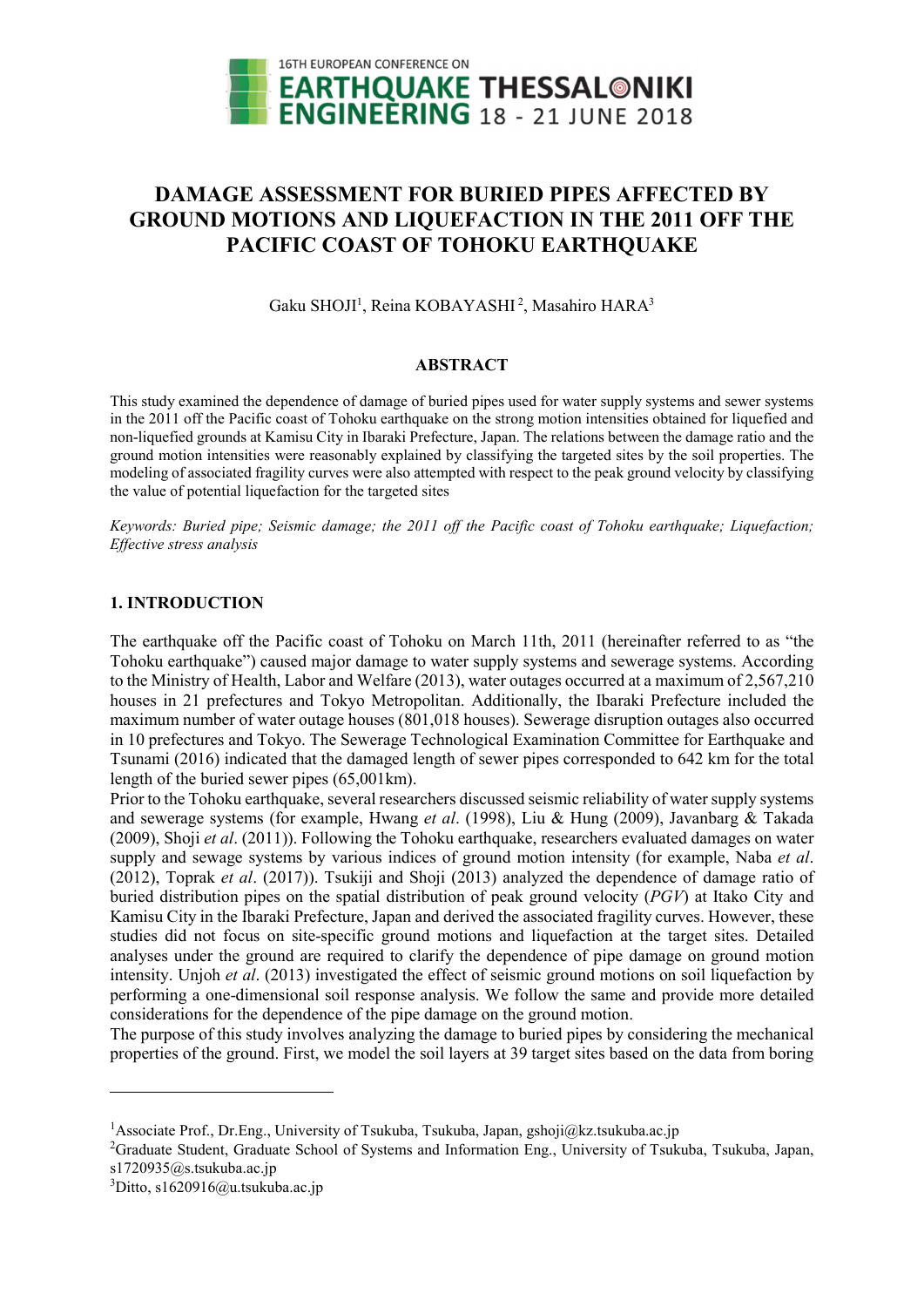# DAMAGE ASSESSMENT FOR BURIED PIPES AFFECTED BY GROUND MOTIONS AND LIQUEFACTION IN THE 2011 OFF THE PACIFIC COAST OF TOHOKU EARTHQUAKE

Gaku SHOJI[1], Reina KOBAYASHI[2], Masahiro HARA[3]

## ABSTRACT

This study examined the dependence of damage of buried pipes used for water supply systems and sewer systems in the 2011 off the Pacific coast of Tohoku earthquake on the strong motion intensities obtained for liquefied and non-liquefied grounds at Kamisu City in Ibaraki Prefecture, Japan. The relations between the damage ratio and the ground motion intensities were reasonably explained by classifying the targeted sites by the soil properties. The modeling of associated fragility curves were also attempted with respect to the peak ground velocity by classifying the value of potential liquefaction for the targeted sites

*Keywords: Buried pipe; Seismic damage; the 2011 off the Pacific coast of Tohoku earthquake; Liquefaction; Effective stress analysis*

## 1. INTRODUCTION

The earthquake off the Pacific coast of Tohoku on March 11th, 2011 (hereinafter referred to as "the Tohoku earthquake") caused major damage to water supply systems and sewerage systems. According to the Ministry of Health, Labor and Welfare (2013), water outages occurred at a maximum of 2,567,210 houses in 21 prefectures and Tokyo Metropolitan. Additionally, the Ibaraki Prefecture included the maximum number of water outage houses (801,018 houses). Sewerage disruption outages also occurred in 10 prefectures and Tokyo. The Sewerage Technological Examination Committee for Earthquake and Tsunami (2016) indicated that the damaged length of sewer pipes corresponded to 642 km for the total length of the buried sewer pipes (65,001km).

Prior to the Tohoku earthquake, several researchers discussed seismic reliability of water supply systems and sewerage systems (for example, Hwang *et al*. (1998), Liu & Hung (2009), Javanbarg & Takada (2009), Shoji *et al*. (2011)). Following the Tohoku earthquake, researchers evaluated damages on water supply and sewage systems by various indices of ground motion intensity (for example, Naba *et al*. (2012), Toprak *et al*. (2017)). Tsukiji and Shoji (2013) analyzed the dependence of damage ratio of buried distribution pipes on the spatial distribution of peak ground velocity (*PGV*) at Itako City and Kamisu City in the Ibaraki Prefecture, Japan and derived the associated fragility curves. However, these studies did not focus on site-specific ground motions and liquefaction at the target sites. Detailed analyses under the ground are required to clarify the dependence of pipe damage on ground motion intensity. Unjoh *et al*. (2013) investigated the effect of seismic ground motions on soil liquefaction by performing a one-dimensional soil response analysis. We follow the same and provide more detailed considerations for the dependence of the pipe damage on the ground motion.

The purpose of this study involves analyzing the damage to buried pipes by considering the mechanical properties of the ground. First, we model the soil layers at 39 target sites based on the data from boring

---

[1]Associate Prof., Dr.Eng., University of Tsukuba, Tsukuba, Japan, gshoji@kz.tsukuba.ac.jp

[2]Graduate Student, Graduate School of Systems and Information Eng., University of Tsukuba, Tsukuba, Japan, s1720935@s.tsukuba.ac.jp

[3]Ditto, s1620916@u.tsukuba.ac.jp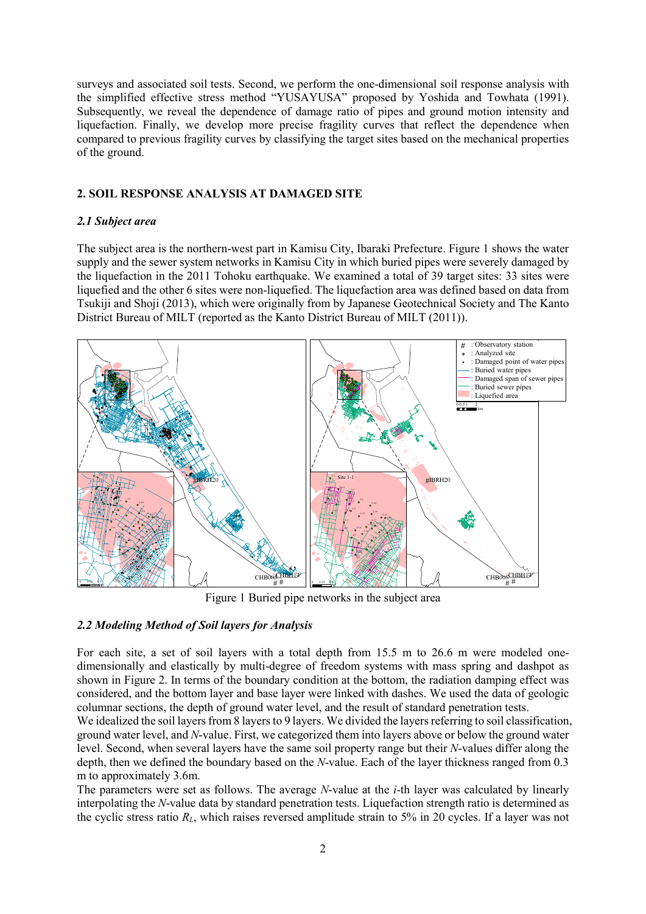surveys and associated soil tests. Second, we perform the one-dimensional soil response analysis with the simplified effective stress method "YUSAYUSA" proposed by Yoshida and Towhata (1991). Subsequently, we reveal the dependence of damage ratio of pipes and ground motion intensity and liquefaction. Finally, we develop more precise fragility curves that reflect the dependence when compared to previous fragility curves by classifying the target sites based on the mechanical properties of the ground.

## 2. SOIL RESPONSE ANALYSIS AT DAMAGED SITE

### *2.1 Subject area*

The subject area is the northern-west part in Kamisu City, Ibaraki Prefecture. Figure 1 shows the water supply and the sewer system networks in Kamisu City in which buried pipes were severely damaged by the liquefaction in the 2011 Tohoku earthquake. We examined a total of 39 target sites: 33 sites were liquefied and the other 6 sites were non-liquefied. The liquefaction area was defined based on data from Tsukiji and Shoji (2013), which were originally from by Japanese Geotechnical Society and The Kanto District Bureau of MILT (reported as the Kanto District Bureau of MILT (2011)).

Figure 1 Buried pipe networks in the subject area

### *2.2 Modeling Method of Soil layers for Analysis*

For each site, a set of soil layers with a total depth from 15.5 m to 26.6 m were modeled one-dimensionally and elastically by multi-degree of freedom systems with mass spring and dashpot as shown in Figure 2. In terms of the boundary condition at the bottom, the radiation damping effect was considered, and the bottom layer and base layer were linked with dashes. We used the data of geologic columnar sections, the depth of ground water level, and the result of standard penetration tests.
We idealized the soil layers from 8 layers to 9 layers. We divided the layers referring to soil classification, ground water level, and *N*-value. First, we categorized them into layers above or below the ground water level. Second, when several layers have the same soil property range but their *N*-values differ along the depth, then we defined the boundary based on the *N*-value. Each of the layer thickness ranged from 0.3 m to approximately 3.6m.
The parameters were set as follows. The average *N*-value at the *i*-th layer was calculated by linearly interpolating the *N*-value data by standard penetration tests. Liquefaction strength ratio is determined as the cyclic stress ratio $R_L$, which raises reversed amplitude strain to 5% in 20 cycles. If a layer was not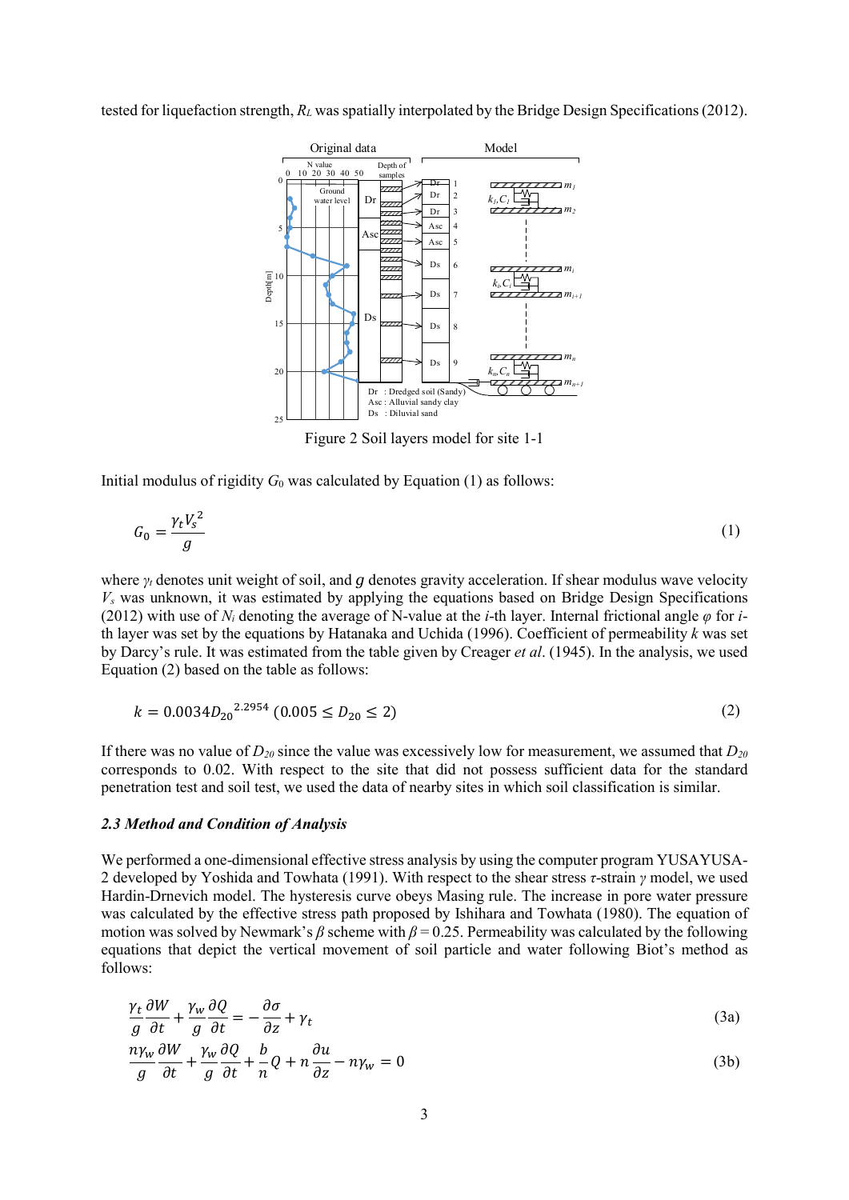tested for liquefaction strength, $R_L$ was spatially interpolated by the Bridge Design Specifications (2012).

Figure 2 Soil layers model for site 1-1

Initial modulus of rigidity $G_0$ was calculated by Equation (1) as follows:

$$G_0 = \frac{\gamma_t V_s^{\,2}}{g} \tag{1}$$

where $\gamma_t$ denotes unit weight of soil, and $g$ denotes gravity acceleration. If shear modulus wave velocity $V_s$ was unknown, it was estimated by applying the equations based on Bridge Design Specifications (2012) with use of $N_i$ denoting the average of N-value at the $i$-th layer. Internal frictional angle $\varphi$ for $i$-th layer was set by the equations by Hatanaka and Uchida (1996). Coefficient of permeability $k$ was set by Darcy's rule. It was estimated from the table given by Creager *et al*. (1945). In the analysis, we used Equation (2) based on the table as follows:

$$k = 0.0034{D_{20}}^{2.2954} \; (0.005 \leq D_{20} \leq 2) \tag{2}$$

If there was no value of $D_{20}$ since the value was excessively low for measurement, we assumed that $D_{20}$ corresponds to 0.02. With respect to the site that did not possess sufficient data for the standard penetration test and soil test, we used the data of nearby sites in which soil classification is similar.

### *2.3 Method and Condition of Analysis*

We performed a one-dimensional effective stress analysis by using the computer program YUSAYUSA-2 developed by Yoshida and Towhata (1991). With respect to the shear stress $\tau$-strain $\gamma$ model, we used Hardin-Drnevich model. The hysteresis curve obeys Masing rule. The increase in pore water pressure was calculated by the effective stress path proposed by Ishihara and Towhata (1980). The equation of motion was solved by Newmark's $\beta$ scheme with $\beta = 0.25$. Permeability was calculated by the following equations that depict the vertical movement of soil particle and water following Biot's method as follows:

$$\frac{\gamma_t}{g}\frac{\partial W}{\partial t} + \frac{\gamma_w}{g}\frac{\partial Q}{\partial t} = -\frac{\partial \sigma}{\partial z} + \gamma_t \tag{3a}$$

$$\frac{n\gamma_w}{g}\frac{\partial W}{\partial t} + \frac{\gamma_w}{g}\frac{\partial Q}{\partial t} + \frac{b}{n}Q + n\frac{\partial u}{\partial z} - n\gamma_w = 0 \tag{3b}$$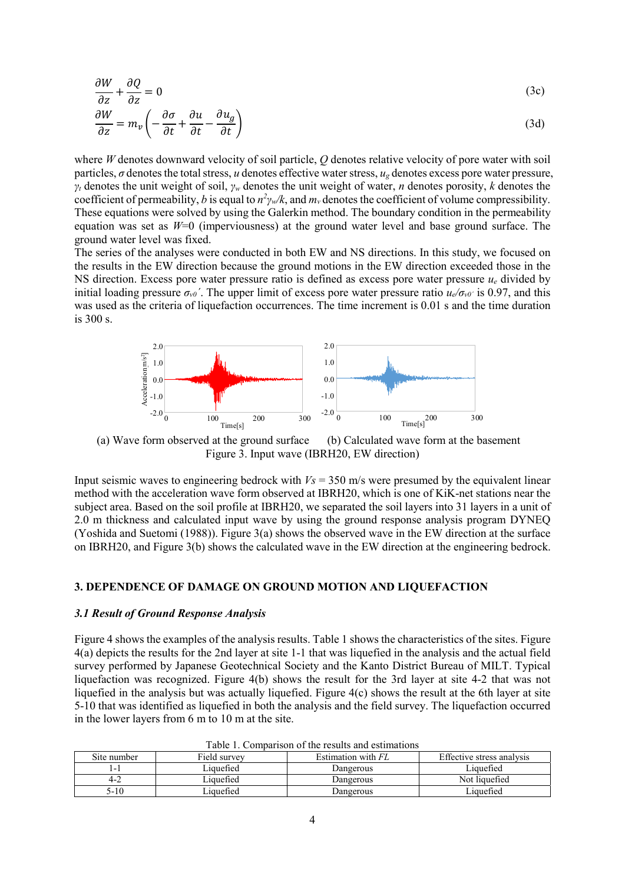$$\frac{\partial W}{\partial z} + \frac{\partial Q}{\partial z} = 0 \tag{3c}$$

$$\frac{\partial W}{\partial z} = m_v\left(-\frac{\partial \sigma}{\partial t} + \frac{\partial u}{\partial t} - \frac{\partial u_g}{\partial t}\right) \tag{3d}$$

where $W$ denotes downward velocity of soil particle, $Q$ denotes relative velocity of pore water with soil particles, $\sigma$ denotes the total stress, $u$ denotes effective water stress, $u_g$ denotes excess pore water pressure, $\gamma_t$ denotes the unit weight of soil, $\gamma_w$ denotes the unit weight of water, $n$ denotes porosity, $k$ denotes the coefficient of permeability, $b$ is equal to $n^2\gamma_w/k$, and $m_v$ denotes the coefficient of volume compressibility. These equations were solved by using the Galerkin method. The boundary condition in the permeability equation was set as $W$=0 (imperviousness) at the ground water level and base ground surface. The ground water level was fixed.

The series of the analyses were conducted in both EW and NS directions. In this study, we focused on the results in the EW direction because the ground motions in the EW direction exceeded those in the NS direction. Excess pore water pressure ratio is defined as excess pore water pressure $u_e$ divided by initial loading pressure $\sigma_{v0}'$. The upper limit of excess pore water pressure ratio $u_e/\sigma_{v0'}$ is 0.97, and this was used as the criteria of liquefaction occurrences. The time increment is 0.01 s and the time duration is 300 s.

(a) Wave form observed at the ground surface (b) Calculated wave form at the basement

Figure 3. Input wave (IBRH20, EW direction)

Input seismic waves to engineering bedrock with $Vs$ = 350 m/s were presumed by the equivalent linear method with the acceleration wave form observed at IBRH20, which is one of KiK-net stations near the subject area. Based on the soil profile at IBRH20, we separated the soil layers into 31 layers in a unit of 2.0 m thickness and calculated input wave by using the ground response analysis program DYNEQ (Yoshida and Suetomi (1988)). Figure 3(a) shows the observed wave in the EW direction at the surface on IBRH20, and Figure 3(b) shows the calculated wave in the EW direction at the engineering bedrock.

## 3. DEPENDENCE OF DAMAGE ON GROUND MOTION AND LIQUEFACTION

### *3.1 Result of Ground Response Analysis*

Figure 4 shows the examples of the analysis results. Table 1 shows the characteristics of the sites. Figure 4(a) depicts the results for the 2nd layer at site 1-1 that was liquefied in the analysis and the actual field survey performed by Japanese Geotechnical Society and the Kanto District Bureau of MILT. Typical liquefaction was recognized. Figure 4(b) shows the result for the 3rd layer at site 4-2 that was not liquefied in the analysis but was actually liquefied. Figure 4(c) shows the result at the 6th layer at site 5-10 that was identified as liquefied in both the analysis and the field survey. The liquefaction occurred in the lower layers from 6 m to 10 m at the site.

Table 1. Comparison of the results and estimations

| Site number | Field survey | Estimation with *FL* | Effective stress analysis |
|---|---|---|---|
| 1-1 | Liquefied | Dangerous | Liquefied |
| 4-2 | Liquefied | Dangerous | Not liquefied |
| 5-10 | Liquefied | Dangerous | Liquefied |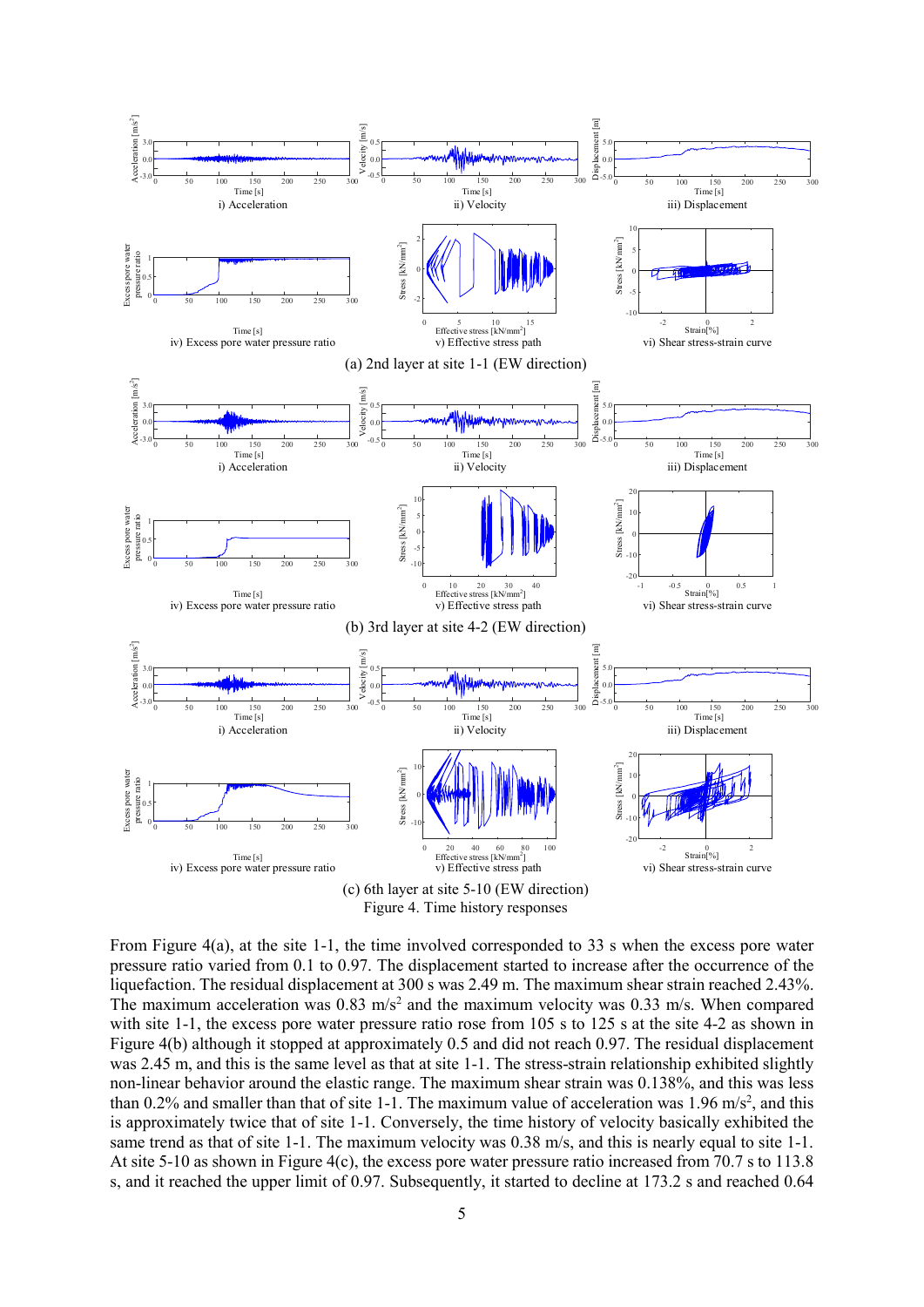i) Acceleration ii) Velocity iii) Displacement

iv) Excess pore water pressure ratio v) Effective stress path vi) Shear stress-strain curve

(a) 2nd layer at site 1-1 (EW direction)

i) Acceleration ii) Velocity iii) Displacement

iv) Excess pore water pressure ratio v) Effective stress path vi) Shear stress-strain curve

(b) 3rd layer at site 4-2 (EW direction)

i) Acceleration ii) Velocity iii) Displacement

iv) Excess pore water pressure ratio v) Effective stress path vi) Shear stress-strain curve

(c) 6th layer at site 5-10 (EW direction)

Figure 4. Time history responses

From Figure 4(a), at the site 1-1, the time involved corresponded to 33 s when the excess pore water pressure ratio varied from 0.1 to 0.97. The displacement started to increase after the occurrence of the liquefaction. The residual displacement at 300 s was 2.49 m. The maximum shear strain reached 2.43%. The maximum acceleration was 0.83 m/s$^2$ and the maximum velocity was 0.33 m/s. When compared with site 1-1, the excess pore water pressure ratio rose from 105 s to 125 s at the site 4-2 as shown in Figure 4(b) although it stopped at approximately 0.5 and did not reach 0.97. The residual displacement was 2.45 m, and this is the same level as that at site 1-1. The stress-strain relationship exhibited slightly non-linear behavior around the elastic range. The maximum shear strain was 0.138%, and this was less than 0.2% and smaller than that of site 1-1. The maximum value of acceleration was 1.96 m/s$^2$, and this is approximately twice that of site 1-1. Conversely, the time history of velocity basically exhibited the same trend as that of site 1-1. The maximum velocity was 0.38 m/s, and this is nearly equal to site 1-1. At site 5-10 as shown in Figure 4(c), the excess pore water pressure ratio increased from 70.7 s to 113.8 s, and it reached the upper limit of 0.97. Subsequently, it started to decline at 173.2 s and reached 0.64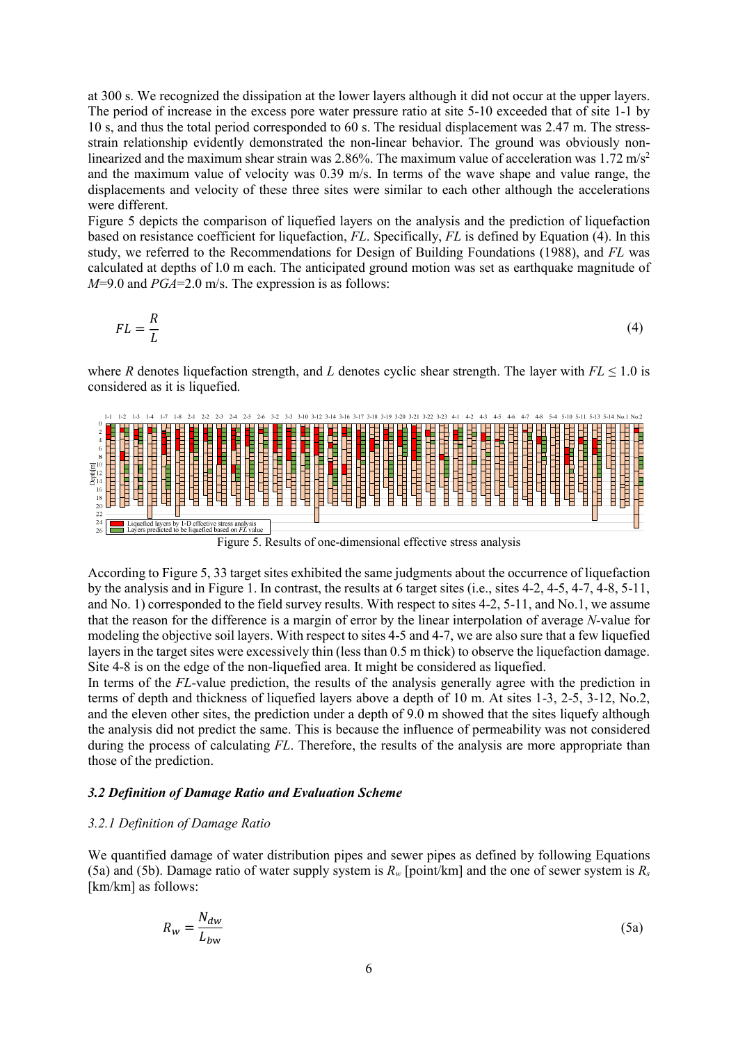at 300 s. We recognized the dissipation at the lower layers although it did not occur at the upper layers. The period of increase in the excess pore water pressure ratio at site 5-10 exceeded that of site 1-1 by 10 s, and thus the total period corresponded to 60 s. The residual displacement was 2.47 m. The stress-strain relationship evidently demonstrated the non-linear behavior. The ground was obviously non-linearized and the maximum shear strain was 2.86%. The maximum value of acceleration was 1.72 m/s$^2$ and the maximum value of velocity was 0.39 m/s. In terms of the wave shape and value range, the displacements and velocity of these three sites were similar to each other although the accelerations were different.

Figure 5 depicts the comparison of liquefied layers on the analysis and the prediction of liquefaction based on resistance coefficient for liquefaction, *FL*. Specifically, *FL* is defined by Equation (4). In this study, we referred to the Recommendations for Design of Building Foundations (1988), and *FL* was calculated at depths of l.0 m each. The anticipated ground motion was set as earthquake magnitude of *M*=9.0 and *PGA*=2.0 m/s. The expression is as follows:

$$FL = \frac{R}{L} \tag{4}$$

where *R* denotes liquefaction strength, and *L* denotes cyclic shear strength. The layer with $FL \leq 1.0$ is considered as it is liquefied.

Figure 5. Results of one-dimensional effective stress analysis

According to Figure 5, 33 target sites exhibited the same judgments about the occurrence of liquefaction by the analysis and in Figure 1. In contrast, the results at 6 target sites (i.e., sites 4-2, 4-5, 4-7, 4-8, 5-11, and No. 1) corresponded to the field survey results. With respect to sites 4-2, 5-11, and No.1, we assume that the reason for the difference is a margin of error by the linear interpolation of average *N*-value for modeling the objective soil layers. With respect to sites 4-5 and 4-7, we are also sure that a few liquefied layers in the target sites were excessively thin (less than 0.5 m thick) to observe the liquefaction damage. Site 4-8 is on the edge of the non-liquefied area. It might be considered as liquefied.

In terms of the *FL*-value prediction, the results of the analysis generally agree with the prediction in terms of depth and thickness of liquefied layers above a depth of 10 m. At sites 1-3, 2-5, 3-12, No.2, and the eleven other sites, the prediction under a depth of 9.0 m showed that the sites liquefy although the analysis did not predict the same. This is because the influence of permeability was not considered during the process of calculating *FL*. Therefore, the results of the analysis are more appropriate than those of the prediction.

### *3.2 Definition of Damage Ratio and Evaluation Scheme*

#### *3.2.1 Definition of Damage Ratio*

We quantified damage of water distribution pipes and sewer pipes as defined by following Equations (5a) and (5b). Damage ratio of water supply system is $R_w$ [point/km] and the one of sewer system is $R_s$ [km/km] as follows:

$$R_w = \frac{N_{dw}}{L_{bw}} \tag{5a}$$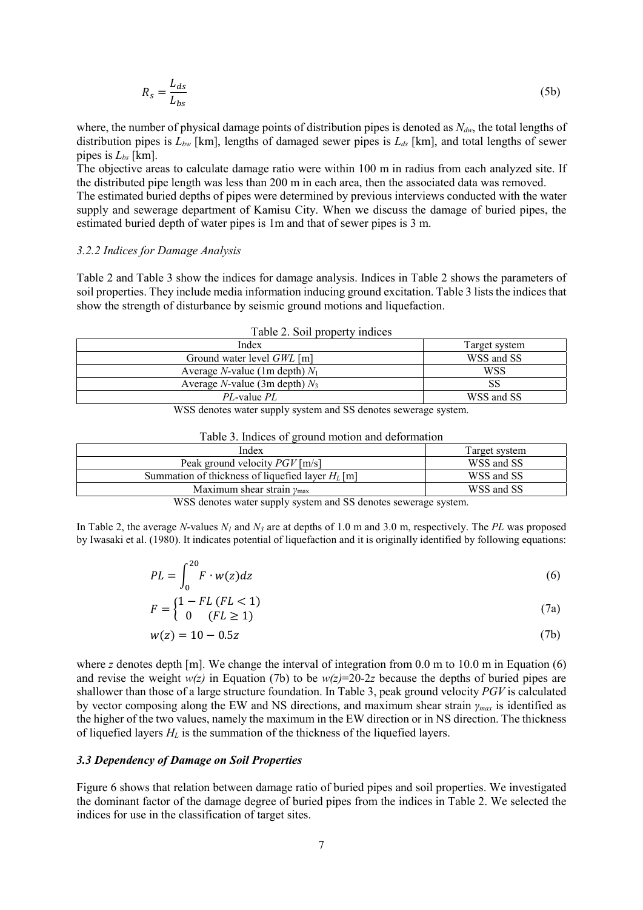$$R_s = \frac{L_{ds}}{L_{bs}} \tag{5b}$$

where, the number of physical damage points of distribution pipes is denoted as $N_{dw}$, the total lengths of distribution pipes is $L_{bw}$ [km], lengths of damaged sewer pipes is $L_{ds}$ [km], and total lengths of sewer pipes is $L_{bs}$ [km].

The objective areas to calculate damage ratio were within 100 m in radius from each analyzed site. If the distributed pipe length was less than 200 m in each area, then the associated data was removed.

The estimated buried depths of pipes were determined by previous interviews conducted with the water supply and sewerage department of Kamisu City. When we discuss the damage of buried pipes, the estimated buried depth of water pipes is 1m and that of sewer pipes is 3 m.

### *3.2.2 Indices for Damage Analysis*

Table 2 and Table 3 show the indices for damage analysis. Indices in Table 2 shows the parameters of soil properties. They include media information inducing ground excitation. Table 3 lists the indices that show the strength of disturbance by seismic ground motions and liquefaction.

Table 2. Soil property indices

| Index | Target system |
|---|---|
| Ground water level *GWL* [m] | WSS and SS |
| Average *N*-value (1m depth) $N_1$ | WSS |
| Average *N*-value (3m depth) $N_3$ | SS |
| *PL*-value *PL* | WSS and SS |

WSS denotes water supply system and SS denotes sewerage system.

Table 3. Indices of ground motion and deformation

| Index | Target system |
|---|---|
| Peak ground velocity *PGV* [m/s] | WSS and SS |
| Summation of thickness of liquefied layer $H_L$ [m] | WSS and SS |
| Maximum shear strain $\gamma_{max}$ | WSS and SS |

WSS denotes water supply system and SS denotes sewerage system.

In Table 2, the average *N*-values $N_1$ and $N_3$ are at depths of 1.0 m and 3.0 m, respectively. The *PL* was proposed by Iwasaki et al. (1980). It indicates potential of liquefaction and it is originally identified by following equations:

$$PL = \int_0^{20} F \cdot w(z) dz \tag{6}$$

$$F = \begin{cases} 1 - FL\ (FL < 1) \\ 0 \quad\ (FL \geq 1) \end{cases} \tag{7a}$$

$$w(z) = 10 - 0.5z \tag{7b}$$

where *z* denotes depth [m]. We change the interval of integration from 0.0 m to 10.0 m in Equation (6) and revise the weight *w(z)* in Equation (7b) to be $w(z)=20-2z$ because the depths of buried pipes are shallower than those of a large structure foundation. In Table 3, peak ground velocity *PGV* is calculated by vector composing along the EW and NS directions, and maximum shear strain $\gamma_{max}$ is identified as the higher of the two values, namely the maximum in the EW direction or in NS direction. The thickness of liquefied layers $H_L$ is the summation of the thickness of the liquefied layers.

### ***3.3 Dependency of Damage on Soil Properties***

Figure 6 shows that relation between damage ratio of buried pipes and soil properties. We investigated the dominant factor of the damage degree of buried pipes from the indices in Table 2. We selected the indices for use in the classification of target sites.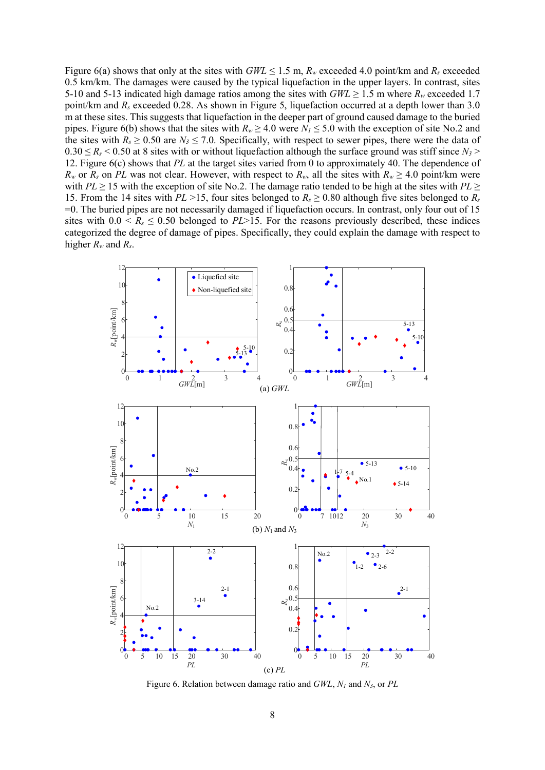Figure 6(a) shows that only at the sites with $GWL \leq 1.5$ m, $R_w$ exceeded 4.0 point/km and $R_s$ exceeded 0.5 km/km. The damages were caused by the typical liquefaction in the upper layers. In contrast, sites 5-10 and 5-13 indicated high damage ratios among the sites with $GWL \geq 1.5$ m where $R_w$ exceeded 1.7 point/km and $R_s$ exceeded 0.28. As shown in Figure 5, liquefaction occurred at a depth lower than 3.0 m at these sites. This suggests that liquefaction in the deeper part of ground caused damage to the buried pipes. Figure 6(b) shows that the sites with $R_w \geq 4.0$ were $N_1 \leq 5.0$ with the exception of site No.2 and the sites with $R_s \geq 0.50$ are $N_3 \leq 7.0$. Specifically, with respect to sewer pipes, there were the data of $0.30 \leq R_s < 0.50$ at 8 sites with or without liquefaction although the surface ground was stiff since $N_3 > 12$. Figure 6(c) shows that $PL$ at the target sites varied from 0 to approximately 40. The dependence of $R_w$ or $R_s$ on $PL$ was not clear. However, with respect to $R_w$, all the sites with $R_w \geq 4.0$ point/km were with $PL \geq 15$ with the exception of site No.2. The damage ratio tended to be high at the sites with $PL \geq 15$. From the 14 sites with $PL > 15$, four sites belonged to $R_s \geq 0.80$ although five sites belonged to $R_s = 0$. The buried pipes are not necessarily damaged if liquefaction occurs. In contrast, only four out of 15 sites with $0.0 < R_s \leq 0.50$ belonged to $PL > 15$. For the reasons previously described, these indices categorized the degree of damage of pipes. Specifically, they could explain the damage with respect to higher $R_w$ and $R_s$.

(a) $GWL$

(b) $N_1$ and $N_3$

(c) $PL$

Figure 6. Relation between damage ratio and $GWL$, $N_1$ and $N_3$, or $PL$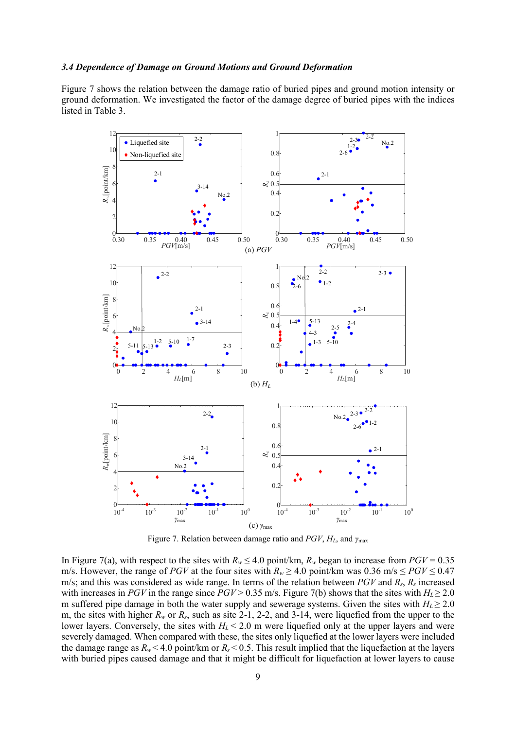### 3.4 Dependence of Damage on Ground Motions and Ground Deformation

Figure 7 shows the relation between the damage ratio of buried pipes and ground motion intensity or ground deformation. We investigated the factor of the damage degree of buried pipes with the indices listed in Table 3.

Figure 7. Relation between damage ratio and $PGV$, $H_L$, and $\gamma_{max}$

In Figure 7(a), with respect to the sites with $R_w \leq 4.0$ point/km, $R_w$ began to increase from $PGV = 0.35$ m/s. However, the range of $PGV$ at the four sites with $R_w \geq 4.0$ point/km was 0.36 m/s $\leq PGV \leq 0.47$ m/s; and this was considered as wide range. In terms of the relation between $PGV$ and $R_s$, $R_s$ increased with increases in $PGV$ in the range since $PGV > 0.35$ m/s. Figure 7(b) shows that the sites with $H_L \geq 2.0$ m suffered pipe damage in both the water supply and sewerage systems. Given the sites with $H_L \geq 2.0$ m, the sites with higher $R_w$ or $R_s$, such as site 2-1, 2-2, and 3-14, were liquefied from the upper to the lower layers. Conversely, the sites with $H_L < 2.0$ m were liquefied only at the upper layers and were severely damaged. When compared with these, the sites only liquefied at the lower layers were included the damage range as $R_w < 4.0$ point/km or $R_s < 0.5$. This result implied that the liquefaction at the layers with buried pipes caused damage and that it might be difficult for liquefaction at lower layers to cause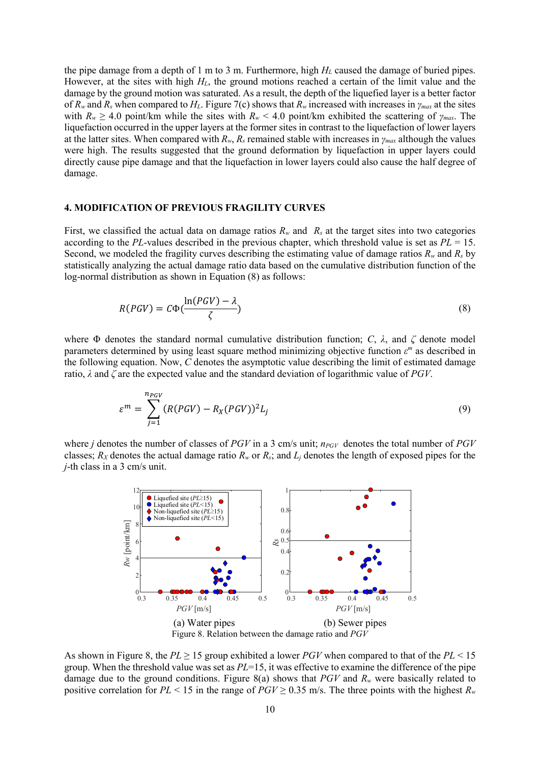the pipe damage from a depth of 1 m to 3 m. Furthermore, high $H_L$ caused the damage of buried pipes. However, at the sites with high $H_L$, the ground motions reached a certain of the limit value and the damage by the ground motion was saturated. As a result, the depth of the liquefied layer is a better factor of $R_w$ and $R_s$ when compared to $H_L$. Figure 7(c) shows that $R_w$ increased with increases in $\gamma_{max}$ at the sites with $R_w \geq 4.0$ point/km while the sites with $R_w < 4.0$ point/km exhibited the scattering of $\gamma_{max}$. The liquefaction occurred in the upper layers at the former sites in contrast to the liquefaction of lower layers at the latter sites. When compared with $R_w$, $R_s$ remained stable with increases in $\gamma_{max}$ although the values were high. The results suggested that the ground deformation by liquefaction in upper layers could directly cause pipe damage and that the liquefaction in lower layers could also cause the half degree of damage.

## 4. MODIFICATION OF PREVIOUS FRAGILITY CURVES

First, we classified the actual data on damage ratios $R_w$ and $R_s$ at the target sites into two categories according to the $PL$-values described in the previous chapter, which threshold value is set as $PL$ = 15. Second, we modeled the fragility curves describing the estimating value of damage ratios $R_w$ and $R_s$ by statistically analyzing the actual damage ratio data based on the cumulative distribution function of the log-normal distribution as shown in Equation (8) as follows:

$$R(PGV) = C\Phi\left(\frac{\ln(PGV) - \lambda}{\zeta}\right) \tag{8}$$

where $\Phi$ denotes the standard normal cumulative distribution function; $C$, $\lambda$, and $\zeta$ denote model parameters determined by using least square method minimizing objective function $\varepsilon^m$ as described in the following equation. Now, $C$ denotes the asymptotic value describing the limit of estimated damage ratio, $\lambda$ and $\zeta$ are the expected value and the standard deviation of logarithmic value of $PGV$.

$$\varepsilon^m = \sum_{j=1}^{n_{PGV}} (R(PGV) - R_X(PGV))^2 L_j \tag{9}$$

where $j$ denotes the number of classes of $PGV$ in a 3 cm/s unit; $n_{PGV}$ denotes the total number of $PGV$ classes; $R_X$ denotes the actual damage ratio $R_w$ or $R_s$; and $L_j$ denotes the length of exposed pipes for the $j$-th class in a 3 cm/s unit.

(a) Water pipes (b) Sewer pipes

Figure 8. Relation between the damage ratio and $PGV$

As shown in Figure 8, the $PL \geq 15$ group exhibited a lower $PGV$ when compared to that of the $PL < 15$ group. When the threshold value was set as $PL$=15, it was effective to examine the difference of the pipe damage due to the ground conditions. Figure 8(a) shows that $PGV$ and $R_w$ were basically related to positive correlation for $PL < 15$ in the range of $PGV \geq 0.35$ m/s. The three points with the highest $R_w$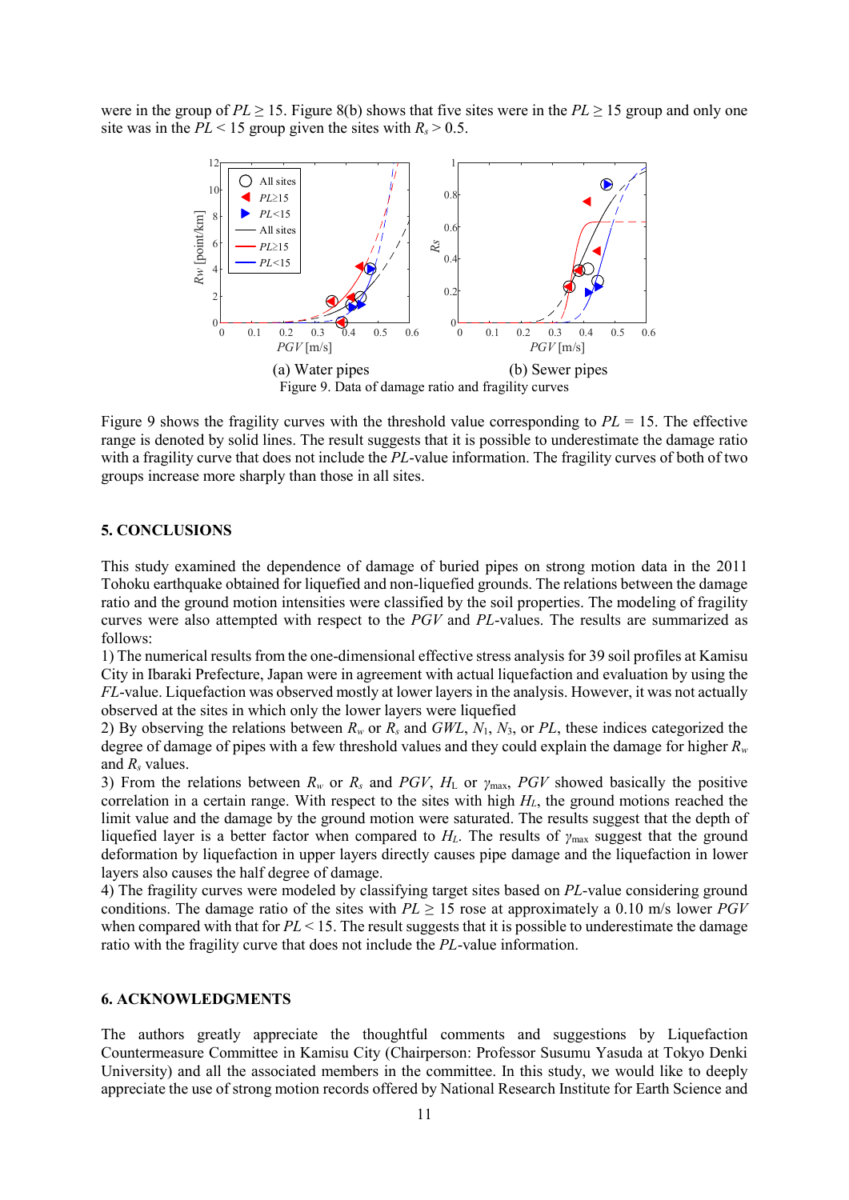were in the group of $PL \geq 15$. Figure 8(b) shows that five sites were in the $PL \geq 15$ group and only one site was in the $PL < 15$ group given the sites with $R_s > 0.5$.

(a) Water pipes (b) Sewer pipes

Figure 9. Data of damage ratio and fragility curves

Figure 9 shows the fragility curves with the threshold value corresponding to $PL$ = 15. The effective range is denoted by solid lines. The result suggests that it is possible to underestimate the damage ratio with a fragility curve that does not include the $PL$-value information. The fragility curves of both of two groups increase more sharply than those in all sites.

## 5. CONCLUSIONS

This study examined the dependence of damage of buried pipes on strong motion data in the 2011 Tohoku earthquake obtained for liquefied and non-liquefied grounds. The relations between the damage ratio and the ground motion intensities were classified by the soil properties. The modeling of fragility curves were also attempted with respect to the $PGV$ and $PL$-values. The results are summarized as follows:

1) The numerical results from the one-dimensional effective stress analysis for 39 soil profiles at Kamisu City in Ibaraki Prefecture, Japan were in agreement with actual liquefaction and evaluation by using the $FL$-value. Liquefaction was observed mostly at lower layers in the analysis. However, it was not actually observed at the sites in which only the lower layers were liquefied

2) By observing the relations between $R_w$ or $R_s$ and $GWL$, $N_1$, $N_3$, or $PL$, these indices categorized the degree of damage of pipes with a few threshold values and they could explain the damage for higher $R_w$ and $R_s$ values.

3) From the relations between $R_w$ or $R_s$ and $PGV$, $H_L$ or $\gamma_{max}$, $PGV$ showed basically the positive correlation in a certain range. With respect to the sites with high $H_L$, the ground motions reached the limit value and the damage by the ground motion were saturated. The results suggest that the depth of liquefied layer is a better factor when compared to $H_L$. The results of $\gamma_{max}$ suggest that the ground deformation by liquefaction in upper layers directly causes pipe damage and the liquefaction in lower layers also causes the half degree of damage.

4) The fragility curves were modeled by classifying target sites based on $PL$-value considering ground conditions. The damage ratio of the sites with $PL \geq 15$ rose at approximately a 0.10 m/s lower $PGV$ when compared with that for $PL < 15$. The result suggests that it is possible to underestimate the damage ratio with the fragility curve that does not include the $PL$-value information.

## 6. ACKNOWLEDGMENTS

The authors greatly appreciate the thoughtful comments and suggestions by Liquefaction Countermeasure Committee in Kamisu City (Chairperson: Professor Susumu Yasuda at Tokyo Denki University) and all the associated members in the committee. In this study, we would like to deeply appreciate the use of strong motion records offered by National Research Institute for Earth Science and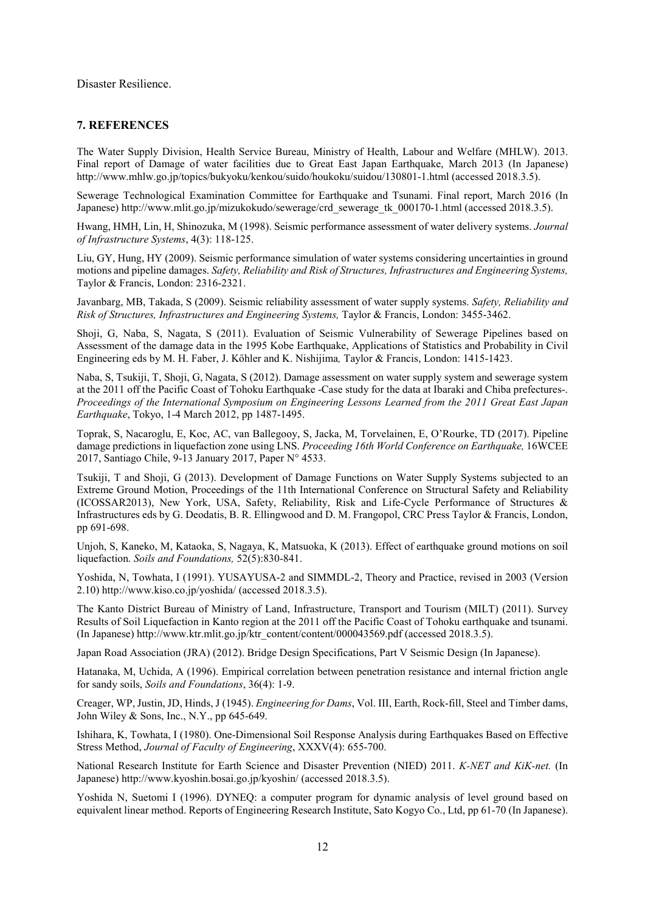Disaster Resilience.

## 7. REFERENCES

The Water Supply Division, Health Service Bureau, Ministry of Health, Labour and Welfare (MHLW). 2013. Final report of Damage of water facilities due to Great East Japan Earthquake, March 2013 (In Japanese) http://www.mhlw.go.jp/topics/bukyoku/kenkou/suido/houkoku/suidou/130801-1.html (accessed 2018.3.5).

Sewerage Technological Examination Committee for Earthquake and Tsunami. Final report, March 2016 (In Japanese) http://www.mlit.go.jp/mizukokudo/sewerage/crd_sewerage_tk_000170-1.html (accessed 2018.3.5).

Hwang, HMH, Lin, H, Shinozuka, M (1998). Seismic performance assessment of water delivery systems. *Journal of Infrastructure Systems*, 4(3): 118-125.

Liu, GY, Hung, HY (2009). Seismic performance simulation of water systems considering uncertainties in ground motions and pipeline damages. *Safety, Reliability and Risk of Structures, Infrastructures and Engineering Systems,* Taylor & Francis, London: 2316-2321.

Javanbarg, MB, Takada, S (2009). Seismic reliability assessment of water supply systems. *Safety, Reliability and Risk of Structures, Infrastructures and Engineering Systems,* Taylor & Francis, London: 3455-3462.

Shoji, G, Naba, S, Nagata, S (2011). Evaluation of Seismic Vulnerability of Sewerage Pipelines based on Assessment of the damage data in the 1995 Kobe Earthquake, Applications of Statistics and Probability in Civil Engineering eds by M. H. Faber, J. Kőhler and K. Nishijima*,* Taylor & Francis, London: 1415-1423.

Naba, S, Tsukiji, T, Shoji, G, Nagata, S (2012). Damage assessment on water supply system and sewerage system at the 2011 off the Pacific Coast of Tohoku Earthquake -Case study for the data at Ibaraki and Chiba prefectures-. *Proceedings of the International Symposium on Engineering Lessons Learned from the 2011 Great East Japan Earthquake*, Tokyo, 1-4 March 2012, pp 1487-1495.

Toprak, S, Nacaroglu, E, Koc, AC, van Ballegooy, S, Jacka, M, Torvelainen, E, O'Rourke, TD (2017). Pipeline damage predictions in liquefaction zone using LNS. *Proceeding 16th World Conference on Earthquake,* 16WCEE 2017, Santiago Chile, 9-13 January 2017, Paper N° 4533.

Tsukiji, T and Shoji, G (2013). Development of Damage Functions on Water Supply Systems subjected to an Extreme Ground Motion, Proceedings of the 11th International Conference on Structural Safety and Reliability (ICOSSAR2013), New York, USA, Safety, Reliability, Risk and Life-Cycle Performance of Structures & Infrastructures eds by G. Deodatis, B. R. Ellingwood and D. M. Frangopol, CRC Press Taylor & Francis, London, pp 691-698.

Unjoh, S, Kaneko, M, Kataoka, S, Nagaya, K, Matsuoka, K (2013). Effect of earthquake ground motions on soil liquefaction. *Soils and Foundations,* 52(5):830-841.

Yoshida, N, Towhata, I (1991). YUSAYUSA-2 and SIMMDL-2, Theory and Practice, revised in 2003 (Version 2.10) http://www.kiso.co.jp/yoshida/ (accessed 2018.3.5).

The Kanto District Bureau of Ministry of Land, Infrastructure, Transport and Tourism (MILT) (2011). Survey Results of Soil Liquefaction in Kanto region at the 2011 off the Pacific Coast of Tohoku earthquake and tsunami. (In Japanese) http://www.ktr.mlit.go.jp/ktr_content/content/000043569.pdf (accessed 2018.3.5).

Japan Road Association (JRA) (2012). Bridge Design Specifications, Part V Seismic Design (In Japanese).

Hatanaka, M, Uchida, A (1996). Empirical correlation between penetration resistance and internal friction angle for sandy soils, *Soils and Foundations*, 36(4): 1-9.

Creager, WP, Justin, JD, Hinds, J (1945). *Engineering for Dams*, Vol. III, Earth, Rock-fill, Steel and Timber dams, John Wiley & Sons, Inc., N.Y., pp 645-649.

Ishihara, K, Towhata, I (1980). One-Dimensional Soil Response Analysis during Earthquakes Based on Effective Stress Method, *Journal of Faculty of Engineering*, XXXV(4): 655-700.

National Research Institute for Earth Science and Disaster Prevention (NIED) 2011. *K-NET and KiK-net.* (In Japanese) http://www.kyoshin.bosai.go.jp/kyoshin/ (accessed 2018.3.5).

Yoshida N, Suetomi I (1996). DYNEQ: a computer program for dynamic analysis of level ground based on equivalent linear method. Reports of Engineering Research Institute, Sato Kogyo Co., Ltd, pp 61-70 (In Japanese).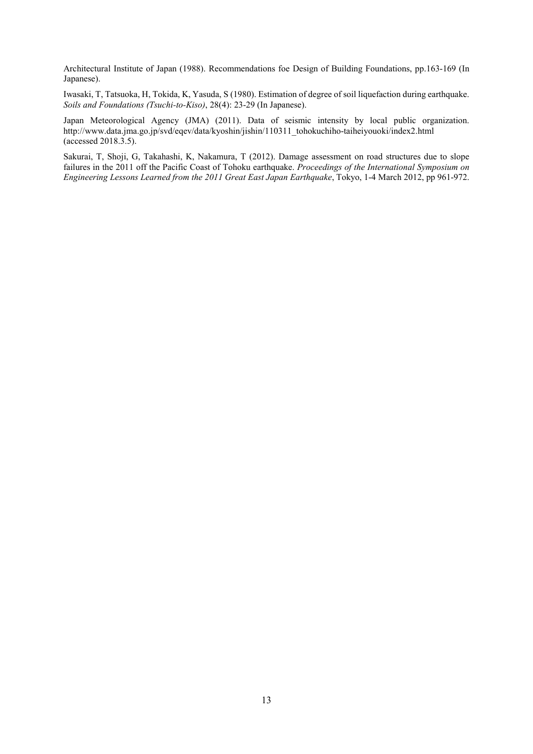Architectural Institute of Japan (1988). Recommendations foe Design of Building Foundations, pp.163-169 (In Japanese).

Iwasaki, T, Tatsuoka, H, Tokida, K, Yasuda, S (1980). Estimation of degree of soil liquefaction during earthquake. *Soils and Foundations (Tsuchi-to-Kiso)*, 28(4): 23-29 (In Japanese).

Japan Meteorological Agency (JMA) (2011). Data of seismic intensity by local public organization. http://www.data.jma.go.jp/svd/eqev/data/kyoshin/jishin/110311_tohokuchiho-taiheiyouoki/index2.html (accessed 2018.3.5).

Sakurai, T, Shoji, G, Takahashi, K, Nakamura, T (2012). Damage assessment on road structures due to slope failures in the 2011 off the Pacific Coast of Tohoku earthquake. *Proceedings of the International Symposium on Engineering Lessons Learned from the 2011 Great East Japan Earthquake*, Tokyo, 1-4 March 2012, pp 961-972.